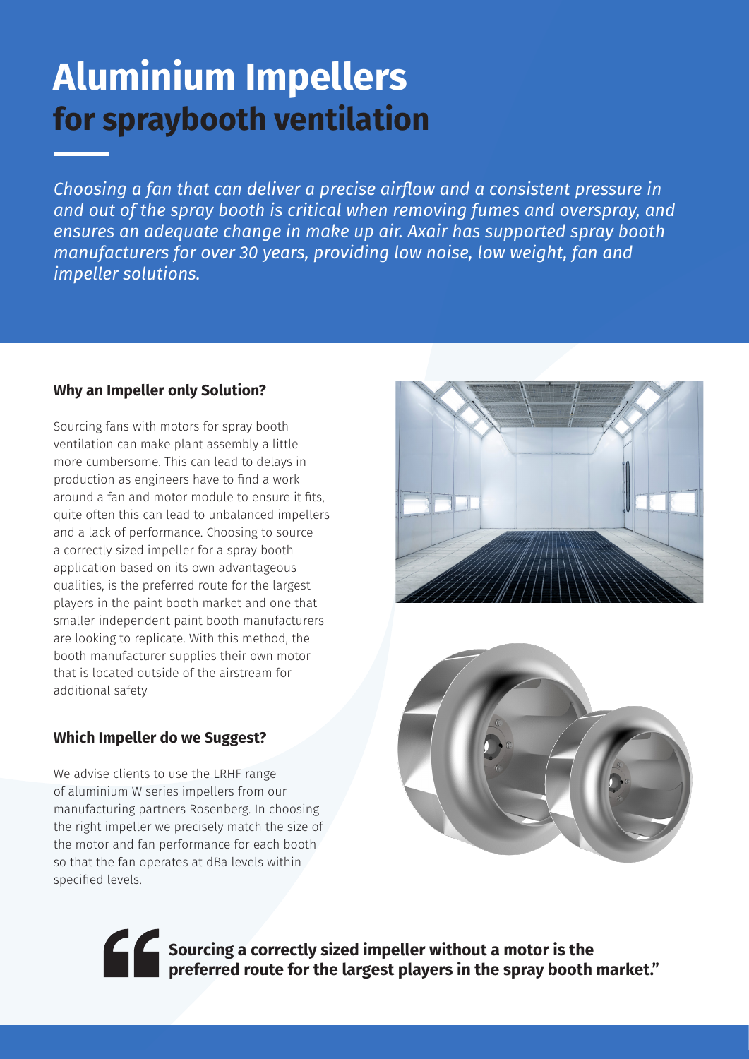# Aluminium Impellers
## for spraybooth ventilation

*Choosing a fan that can deliver a precise airflow and a consistent pressure in and out of the spray booth is critical when removing fumes and overspray, and ensures an adequate change in make up air. Axair has supported spray booth manufacturers for over 30 years, providing low noise, low weight, fan and impeller solutions.*

### Why an Impeller only Solution?

Sourcing fans with motors for spray booth ventilation can make plant assembly a little more cumbersome. This can lead to delays in production as engineers have to find a work around a fan and motor module to ensure it fits, quite often this can lead to unbalanced impellers and a lack of performance. Choosing to source a correctly sized impeller for a spray booth application based on its own advantageous qualities, is the preferred route for the largest players in the paint booth market and one that smaller independent paint booth manufacturers are looking to replicate. With this method, the booth manufacturer supplies their own motor that is located outside of the airstream for additional safety

### Which Impeller do we Suggest?

We advise clients to use the LRHF range of aluminium W series impellers from our manufacturing partners Rosenberg. In choosing the right impeller we precisely match the size of the motor and fan performance for each booth so that the fan operates at dBa levels within specified levels.

> **"Sourcing a correctly sized impeller without a motor is the preferred route for the largest players in the spray booth market."**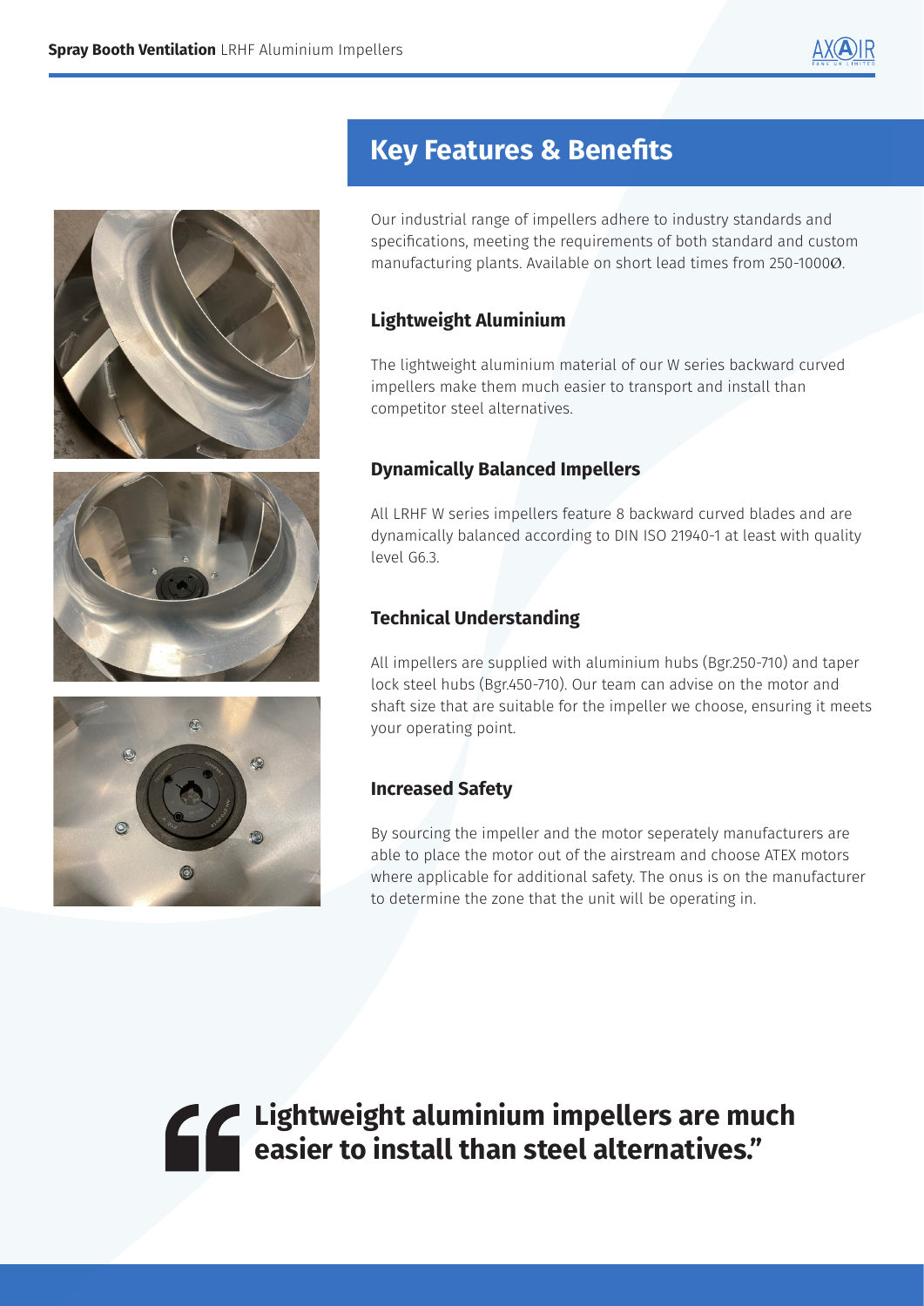## Key Features & Benefits

Our industrial range of impellers adhere to industry standards and specifications, meeting the requirements of both standard and custom manufacturing plants. Available on short lead times from 250-1000Ø.

### Lightweight Aluminium

The lightweight aluminium material of our W series backward curved impellers make them much easier to transport and install than competitor steel alternatives.

### Dynamically Balanced Impellers

All LRHF W series impellers feature 8 backward curved blades and are dynamically balanced according to DIN ISO 21940-1 at least with quality level G6.3.

### Technical Understanding

All impellers are supplied with aluminium hubs (Bgr.250-710) and taper lock steel hubs (Bgr.450-710). Our team can advise on the motor and shaft size that are suitable for the impeller we choose, ensuring it meets your operating point.

### Increased Safety

By sourcing the impeller and the motor seperately manufacturers are able to place the motor out of the airstream and choose ATEX motors where applicable for additional safety. The onus is on the manufacturer to determine the zone that the unit will be operating in.

> **"Lightweight aluminium impellers are much easier to install than steel alternatives."**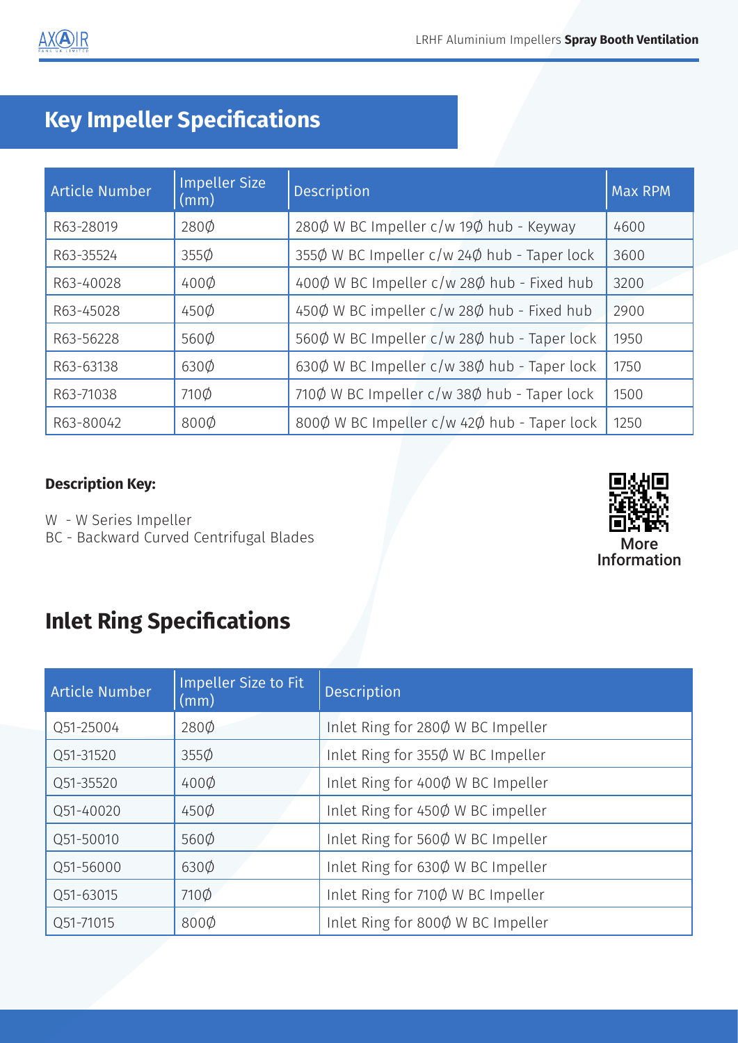## Key Impeller Specifications

| Article Number | Impeller Size (mm) | Description | Max RPM |
|---|---|---|---|
| R63-28019 | 280Ø | 280Ø W BC Impeller c/w 19Ø hub - Keyway | 4600 |
| R63-35524 | 355Ø | 355Ø W BC Impeller c/w 24Ø hub - Taper lock | 3600 |
| R63-40028 | 400Ø | 400Ø W BC Impeller c/w 28Ø hub - Fixed hub | 3200 |
| R63-45028 | 450Ø | 450Ø W BC impeller c/w 28Ø hub - Fixed hub | 2900 |
| R63-56228 | 560Ø | 560Ø W BC Impeller c/w 28Ø hub - Taper lock | 1950 |
| R63-63138 | 630Ø | 630Ø W BC Impeller c/w 38Ø hub - Taper lock | 1750 |
| R63-71038 | 710Ø | 710Ø W BC Impeller c/w 38Ø hub - Taper lock | 1500 |
| R63-80042 | 800Ø | 800Ø W BC Impeller c/w 42Ø hub - Taper lock | 1250 |

**Description Key:**

W - W Series Impeller
BC - Backward Curved Centrifugal Blades

More Information

## Inlet Ring Specifications

| Article Number | Impeller Size to Fit (mm) | Description |
|---|---|---|
| Q51-25004 | 280Ø | Inlet Ring for 280Ø W BC Impeller |
| Q51-31520 | 355Ø | Inlet Ring for 355Ø W BC Impeller |
| Q51-35520 | 400Ø | Inlet Ring for 400Ø W BC Impeller |
| Q51-40020 | 450Ø | Inlet Ring for 450Ø W BC impeller |
| Q51-50010 | 560Ø | Inlet Ring for 560Ø W BC Impeller |
| Q51-56000 | 630Ø | Inlet Ring for 630Ø W BC Impeller |
| Q51-63015 | 710Ø | Inlet Ring for 710Ø W BC Impeller |
| Q51-71015 | 800Ø | Inlet Ring for 800Ø W BC Impeller |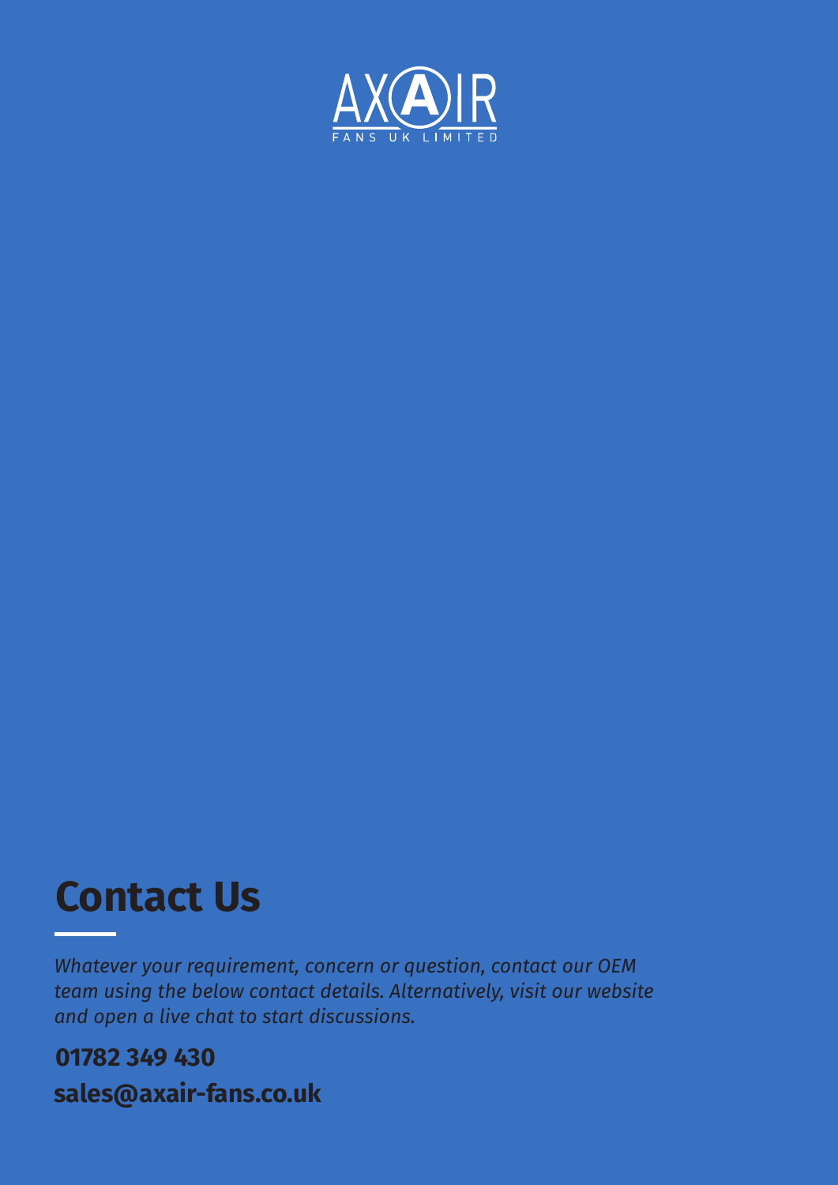AXAIR

FANS UK LIMITED

## Contact Us

*Whatever your requirement, concern or question, contact our OEM team using the below contact details. Alternatively, visit our website and open a live chat to start discussions.*

**01782 349 430**

**sales@axair-fans.co.uk**